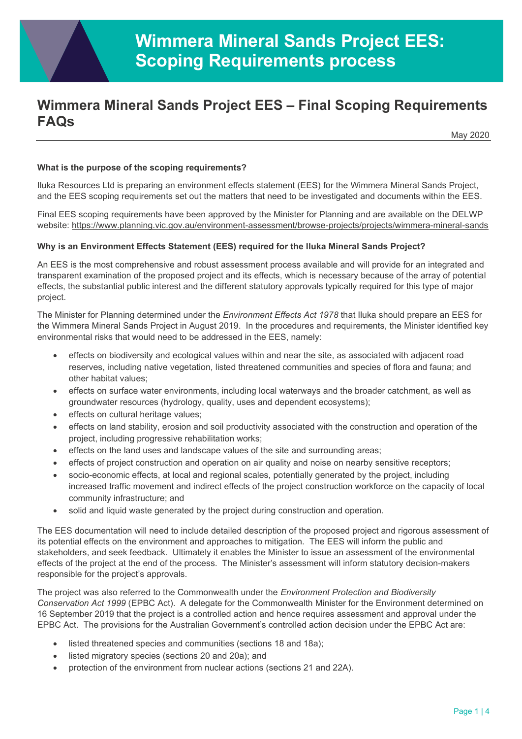# Wimmera Mineral Sands Project EES: Scoping Requirements process

## Wimmera Mineral Sands Project EES – Final Scoping Requirements FAQs

May 2020

**What is the purpose of the scoping requirements?**

Iluka Resources Ltd is preparing an environment effects statement (EES) for the Wimmera Mineral Sands Project, and the EES scoping requirements set out the matters that need to be investigated and documents within the EES.

Final EES scoping requirements have been approved by the Minister for Planning and are available on the DELWP website: https://www.planning.vic.gov.au/environment-assessment/browse-projects/projects/wimmera-mineral-sands

**Why is an Environment Effects Statement (EES) required for the Iluka Mineral Sands Project?**

An EES is the most comprehensive and robust assessment process available and will provide for an integrated and transparent examination of the proposed project and its effects, which is necessary because of the array of potential effects, the substantial public interest and the different statutory approvals typically required for this type of major project.

The Minister for Planning determined under the *Environment Effects Act 1978* that Iluka should prepare an EES for the Wimmera Mineral Sands Project in August 2019. In the procedures and requirements, the Minister identified key environmental risks that would need to be addressed in the EES, namely:

- effects on biodiversity and ecological values within and near the site, as associated with adjacent road reserves, including native vegetation, listed threatened communities and species of flora and fauna; and other habitat values;
- effects on surface water environments, including local waterways and the broader catchment, as well as groundwater resources (hydrology, quality, uses and dependent ecosystems);
- effects on cultural heritage values;
- effects on land stability, erosion and soil productivity associated with the construction and operation of the project, including progressive rehabilitation works;
- effects on the land uses and landscape values of the site and surrounding areas;
- effects of project construction and operation on air quality and noise on nearby sensitive receptors;
- socio-economic effects, at local and regional scales, potentially generated by the project, including increased traffic movement and indirect effects of the project construction workforce on the capacity of local community infrastructure; and
- solid and liquid waste generated by the project during construction and operation.

The EES documentation will need to include detailed description of the proposed project and rigorous assessment of its potential effects on the environment and approaches to mitigation. The EES will inform the public and stakeholders, and seek feedback. Ultimately it enables the Minister to issue an assessment of the environmental effects of the project at the end of the process. The Minister's assessment will inform statutory decision-makers responsible for the project's approvals.

The project was also referred to the Commonwealth under the *Environment Protection and Biodiversity Conservation Act 1999* (EPBC Act). A delegate for the Commonwealth Minister for the Environment determined on 16 September 2019 that the project is a controlled action and hence requires assessment and approval under the EPBC Act. The provisions for the Australian Government's controlled action decision under the EPBC Act are:

- listed threatened species and communities (sections 18 and 18a);
- listed migratory species (sections 20 and 20a); and
- protection of the environment from nuclear actions (sections 21 and 22A).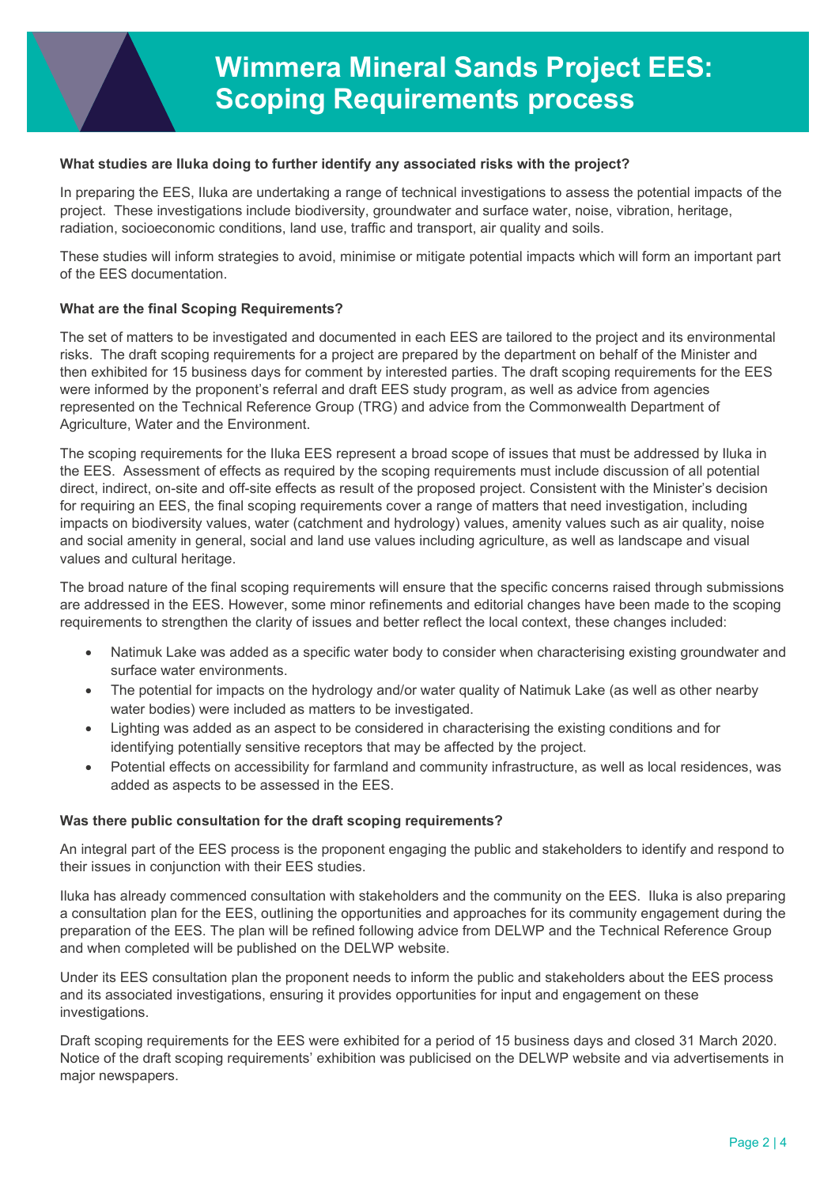# Wimmera Mineral Sands Project EES: Scoping Requirements process

**What studies are Iluka doing to further identify any associated risks with the project?**

In preparing the EES, Iluka are undertaking a range of technical investigations to assess the potential impacts of the project. These investigations include biodiversity, groundwater and surface water, noise, vibration, heritage, radiation, socioeconomic conditions, land use, traffic and transport, air quality and soils.

These studies will inform strategies to avoid, minimise or mitigate potential impacts which will form an important part of the EES documentation.

**What are the final Scoping Requirements?**

The set of matters to be investigated and documented in each EES are tailored to the project and its environmental risks. The draft scoping requirements for a project are prepared by the department on behalf of the Minister and then exhibited for 15 business days for comment by interested parties. The draft scoping requirements for the EES were informed by the proponent's referral and draft EES study program, as well as advice from agencies represented on the Technical Reference Group (TRG) and advice from the Commonwealth Department of Agriculture, Water and the Environment.

The scoping requirements for the Iluka EES represent a broad scope of issues that must be addressed by Iluka in the EES. Assessment of effects as required by the scoping requirements must include discussion of all potential direct, indirect, on-site and off-site effects as result of the proposed project. Consistent with the Minister's decision for requiring an EES, the final scoping requirements cover a range of matters that need investigation, including impacts on biodiversity values, water (catchment and hydrology) values, amenity values such as air quality, noise and social amenity in general, social and land use values including agriculture, as well as landscape and visual values and cultural heritage.

The broad nature of the final scoping requirements will ensure that the specific concerns raised through submissions are addressed in the EES. However, some minor refinements and editorial changes have been made to the scoping requirements to strengthen the clarity of issues and better reflect the local context, these changes included:

- Natimuk Lake was added as a specific water body to consider when characterising existing groundwater and surface water environments.
- The potential for impacts on the hydrology and/or water quality of Natimuk Lake (as well as other nearby water bodies) were included as matters to be investigated.
- Lighting was added as an aspect to be considered in characterising the existing conditions and for identifying potentially sensitive receptors that may be affected by the project.
- Potential effects on accessibility for farmland and community infrastructure, as well as local residences, was added as aspects to be assessed in the EES.

**Was there public consultation for the draft scoping requirements?**

An integral part of the EES process is the proponent engaging the public and stakeholders to identify and respond to their issues in conjunction with their EES studies.

Iluka has already commenced consultation with stakeholders and the community on the EES. Iluka is also preparing a consultation plan for the EES, outlining the opportunities and approaches for its community engagement during the preparation of the EES. The plan will be refined following advice from DELWP and the Technical Reference Group and when completed will be published on the DELWP website.

Under its EES consultation plan the proponent needs to inform the public and stakeholders about the EES process and its associated investigations, ensuring it provides opportunities for input and engagement on these investigations.

Draft scoping requirements for the EES were exhibited for a period of 15 business days and closed 31 March 2020. Notice of the draft scoping requirements' exhibition was publicised on the DELWP website and via advertisements in major newspapers.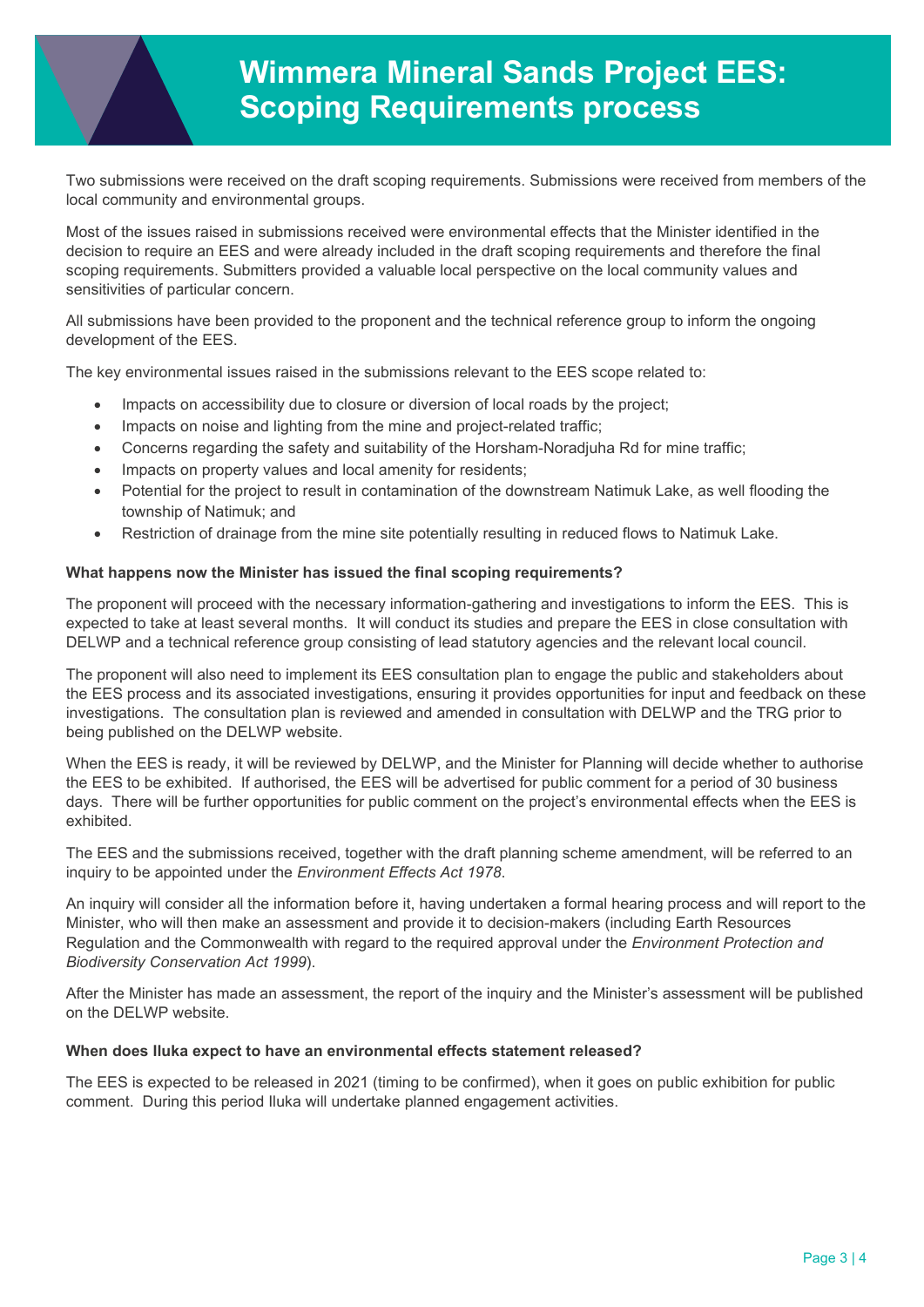# Wimmera Mineral Sands Project EES: Scoping Requirements process

Two submissions were received on the draft scoping requirements. Submissions were received from members of the local community and environmental groups.

Most of the issues raised in submissions received were environmental effects that the Minister identified in the decision to require an EES and were already included in the draft scoping requirements and therefore the final scoping requirements. Submitters provided a valuable local perspective on the local community values and sensitivities of particular concern.

All submissions have been provided to the proponent and the technical reference group to inform the ongoing development of the EES.

The key environmental issues raised in the submissions relevant to the EES scope related to:

- Impacts on accessibility due to closure or diversion of local roads by the project;
- Impacts on noise and lighting from the mine and project-related traffic;
- Concerns regarding the safety and suitability of the Horsham-Noradjuha Rd for mine traffic;
- Impacts on property values and local amenity for residents;
- Potential for the project to result in contamination of the downstream Natimuk Lake, as well flooding the township of Natimuk; and
- Restriction of drainage from the mine site potentially resulting in reduced flows to Natimuk Lake.

**What happens now the Minister has issued the final scoping requirements?**

The proponent will proceed with the necessary information-gathering and investigations to inform the EES. This is expected to take at least several months. It will conduct its studies and prepare the EES in close consultation with DELWP and a technical reference group consisting of lead statutory agencies and the relevant local council.

The proponent will also need to implement its EES consultation plan to engage the public and stakeholders about the EES process and its associated investigations, ensuring it provides opportunities for input and feedback on these investigations. The consultation plan is reviewed and amended in consultation with DELWP and the TRG prior to being published on the DELWP website.

When the EES is ready, it will be reviewed by DELWP, and the Minister for Planning will decide whether to authorise the EES to be exhibited. If authorised, the EES will be advertised for public comment for a period of 30 business days. There will be further opportunities for public comment on the project's environmental effects when the EES is exhibited.

The EES and the submissions received, together with the draft planning scheme amendment, will be referred to an inquiry to be appointed under the *Environment Effects Act 1978*.

An inquiry will consider all the information before it, having undertaken a formal hearing process and will report to the Minister, who will then make an assessment and provide it to decision-makers (including Earth Resources Regulation and the Commonwealth with regard to the required approval under the *Environment Protection and Biodiversity Conservation Act 1999*).

After the Minister has made an assessment, the report of the inquiry and the Minister's assessment will be published on the DELWP website.

**When does Iluka expect to have an environmental effects statement released?**

The EES is expected to be released in 2021 (timing to be confirmed), when it goes on public exhibition for public comment. During this period Iluka will undertake planned engagement activities.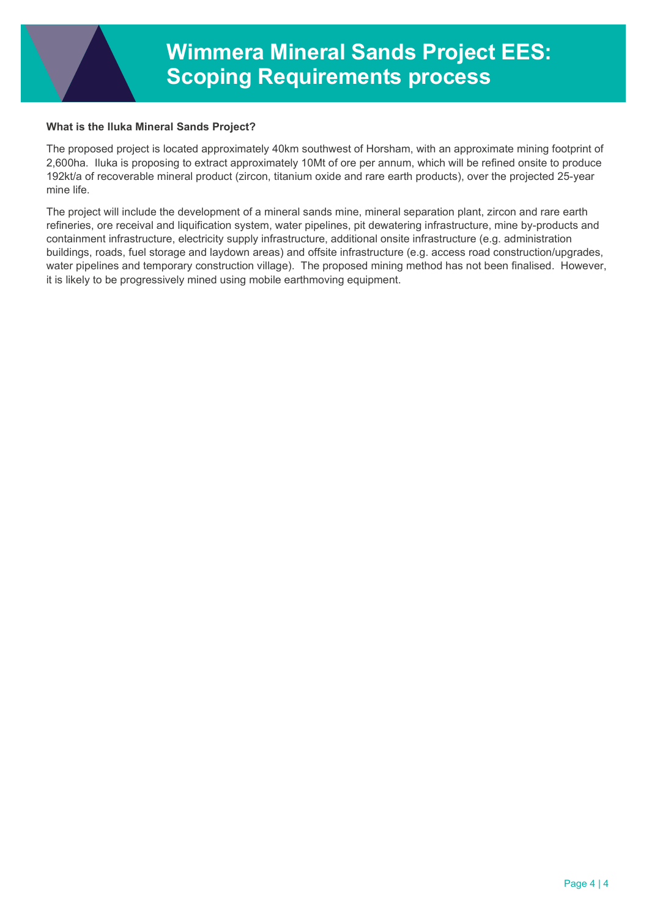# Wimmera Mineral Sands Project EES: Scoping Requirements process

**What is the Iluka Mineral Sands Project?**

The proposed project is located approximately 40km southwest of Horsham, with an approximate mining footprint of 2,600ha. Iluka is proposing to extract approximately 10Mt of ore per annum, which will be refined onsite to produce 192kt/a of recoverable mineral product (zircon, titanium oxide and rare earth products), over the projected 25-year mine life.

The project will include the development of a mineral sands mine, mineral separation plant, zircon and rare earth refineries, ore receival and liquification system, water pipelines, pit dewatering infrastructure, mine by-products and containment infrastructure, electricity supply infrastructure, additional onsite infrastructure (e.g. administration buildings, roads, fuel storage and laydown areas) and offsite infrastructure (e.g. access road construction/upgrades, water pipelines and temporary construction village). The proposed mining method has not been finalised. However, it is likely to be progressively mined using mobile earthmoving equipment.